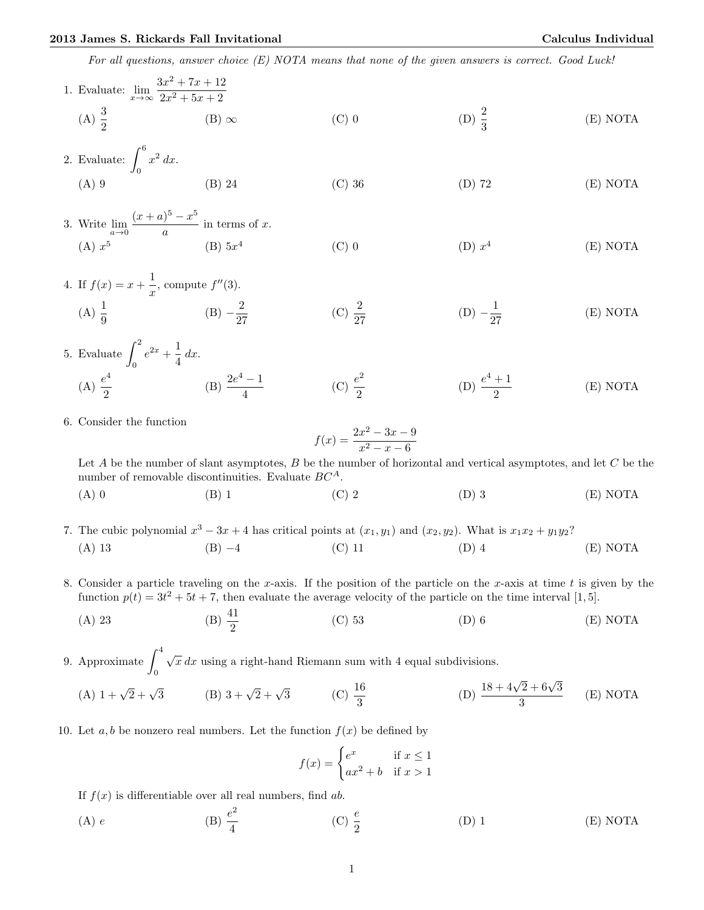*For all questions, answer choice (E) NOTA means that none of the given answers is correct. Good Luck!*

1. Evaluate: $\lim_{x\to\infty} \frac{3x^2+7x+12}{2x^2+5x+2}$

   (A) $\frac{3}{2}$ (B) $\infty$ (C) 0 (D) $\frac{2}{3}$ (E) NOTA

2. Evaluate: $\int_0^6 x^2\,dx$.

   (A) 9 (B) 24 (C) 36 (D) 72 (E) NOTA

3. Write $\lim_{a\to 0} \frac{(x+a)^5 - x^5}{a}$ in terms of $x$.

   (A) $x^5$ (B) $5x^4$ (C) 0 (D) $x^4$ (E) NOTA

4. If $f(x) = x + \frac{1}{x}$, compute $f''(3)$.

   (A) $\frac{1}{9}$ (B) $-\frac{2}{27}$ (C) $\frac{2}{27}$ (D) $-\frac{1}{27}$ (E) NOTA

5. Evaluate $\int_0^2 e^{2x} + \frac{1}{4}\,dx$.

   (A) $\frac{e^4}{2}$ (B) $\frac{2e^4-1}{4}$ (C) $\frac{e^2}{2}$ (D) $\frac{e^4+1}{2}$ (E) NOTA

6. Consider the function

   $$f(x) = \frac{2x^2-3x-9}{x^2-x-6}$$

   Let $A$ be the number of slant asymptotes, $B$ be the number of horizontal and vertical asymptotes, and let $C$ be the number of removable discontinuities. Evaluate $BC^A$.

   (A) 0 (B) 1 (C) 2 (D) 3 (E) NOTA

7. The cubic polynomial $x^3 - 3x + 4$ has critical points at $(x_1, y_1)$ and $(x_2, y_2)$. What is $x_1x_2 + y_1y_2$?

   (A) 13 (B) $-4$ (C) 11 (D) 4 (E) NOTA

8. Consider a particle traveling on the $x$-axis. If the position of the particle on the $x$-axis at time $t$ is given by the function $p(t) = 3t^2 + 5t + 7$, then evaluate the average velocity of the particle on the time interval $[1, 5]$.

   (A) 23 (B) $\frac{41}{2}$ (C) 53 (D) 6 (E) NOTA

9. Approximate $\int_0^4 \sqrt{x}\,dx$ using a right-hand Riemann sum with 4 equal subdivisions.

   (A) $1+\sqrt{2}+\sqrt{3}$ (B) $3+\sqrt{2}+\sqrt{3}$ (C) $\frac{16}{3}$ (D) $\frac{18+4\sqrt{2}+6\sqrt{3}}{3}$ (E) NOTA

10. Let $a, b$ be nonzero real numbers. Let the function $f(x)$ be defined by

    $$f(x) = \begin{cases} e^x & \text{if } x \leq 1 \\ ax^2 + b & \text{if } x > 1 \end{cases}$$

    If $f(x)$ is differentiable over all real numbers, find $ab$.

    (A) $e$ (B) $\frac{e^2}{4}$ (C) $\frac{e}{2}$ (D) 1 (E) NOTA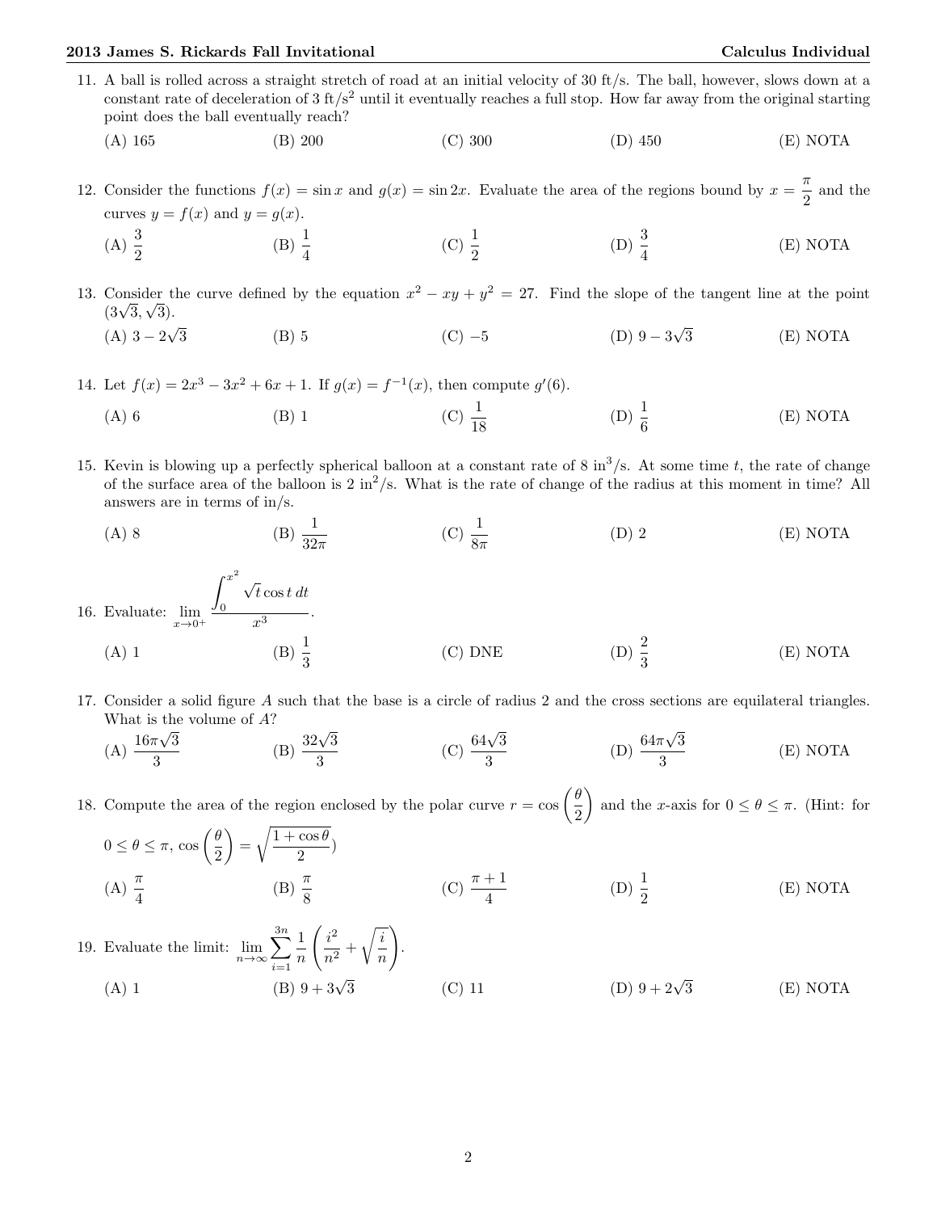11. A ball is rolled across a straight stretch of road at an initial velocity of 30 ft/s. The ball, however, slows down at a constant rate of deceleration of 3 ft/s$^2$ until it eventually reaches a full stop. How far away from the original starting point does the ball eventually reach?

    (A) 165 (B) 200 (C) 300 (D) 450 (E) NOTA

12. Consider the functions $f(x) = \sin x$ and $g(x) = \sin 2x$. Evaluate the area of the regions bound by $x = \frac{\pi}{2}$ and the curves $y = f(x)$ and $y = g(x)$.

    (A) $\frac{3}{2}$ (B) $\frac{1}{4}$ (C) $\frac{1}{2}$ (D) $\frac{3}{4}$ (E) NOTA

13. Consider the curve defined by the equation $x^2 - xy + y^2 = 27$. Find the slope of the tangent line at the point $(3\sqrt{3}, \sqrt{3})$.

    (A) $3 - 2\sqrt{3}$ (B) 5 (C) $-5$ (D) $9 - 3\sqrt{3}$ (E) NOTA

14. Let $f(x) = 2x^3 - 3x^2 + 6x + 1$. If $g(x) = f^{-1}(x)$, then compute $g'(6)$.

    (A) 6 (B) 1 (C) $\frac{1}{18}$ (D) $\frac{1}{6}$ (E) NOTA

15. Kevin is blowing up a perfectly spherical balloon at a constant rate of 8 in$^3$/s. At some time $t$, the rate of change of the surface area of the balloon is 2 in$^2$/s. What is the rate of change of the radius at this moment in time? All answers are in terms of in/s.

    (A) 8 (B) $\frac{1}{32\pi}$ (C) $\frac{1}{8\pi}$ (D) 2 (E) NOTA

16. Evaluate: $\displaystyle\lim_{x \to 0^+} \frac{\int_0^{x^2} \sqrt{t} \cos t \, dt}{x^3}$.

    (A) 1 (B) $\frac{1}{3}$ (C) DNE (D) $\frac{2}{3}$ (E) NOTA

17. Consider a solid figure $A$ such that the base is a circle of radius 2 and the cross sections are equilateral triangles. What is the volume of $A$?

    (A) $\frac{16\pi\sqrt{3}}{3}$ (B) $\frac{32\sqrt{3}}{3}$ (C) $\frac{64\sqrt{3}}{3}$ (D) $\frac{64\pi\sqrt{3}}{3}$ (E) NOTA

18. Compute the area of the region enclosed by the polar curve $r = \cos\left(\frac{\theta}{2}\right)$ and the $x$-axis for $0 \le \theta \le \pi$. (Hint: for $0 \le \theta \le \pi$, $\cos\left(\frac{\theta}{2}\right) = \sqrt{\frac{1 + \cos\theta}{2}}$)

    (A) $\frac{\pi}{4}$ (B) $\frac{\pi}{8}$ (C) $\frac{\pi + 1}{4}$ (D) $\frac{1}{2}$ (E) NOTA

19. Evaluate the limit: $\displaystyle\lim_{n \to \infty} \sum_{i=1}^{3n} \frac{1}{n} \left( \frac{i^2}{n^2} + \sqrt{\frac{i}{n}} \right)$.

    (A) 1 (B) $9 + 3\sqrt{3}$ (C) 11 (D) $9 + 2\sqrt{3}$ (E) NOTA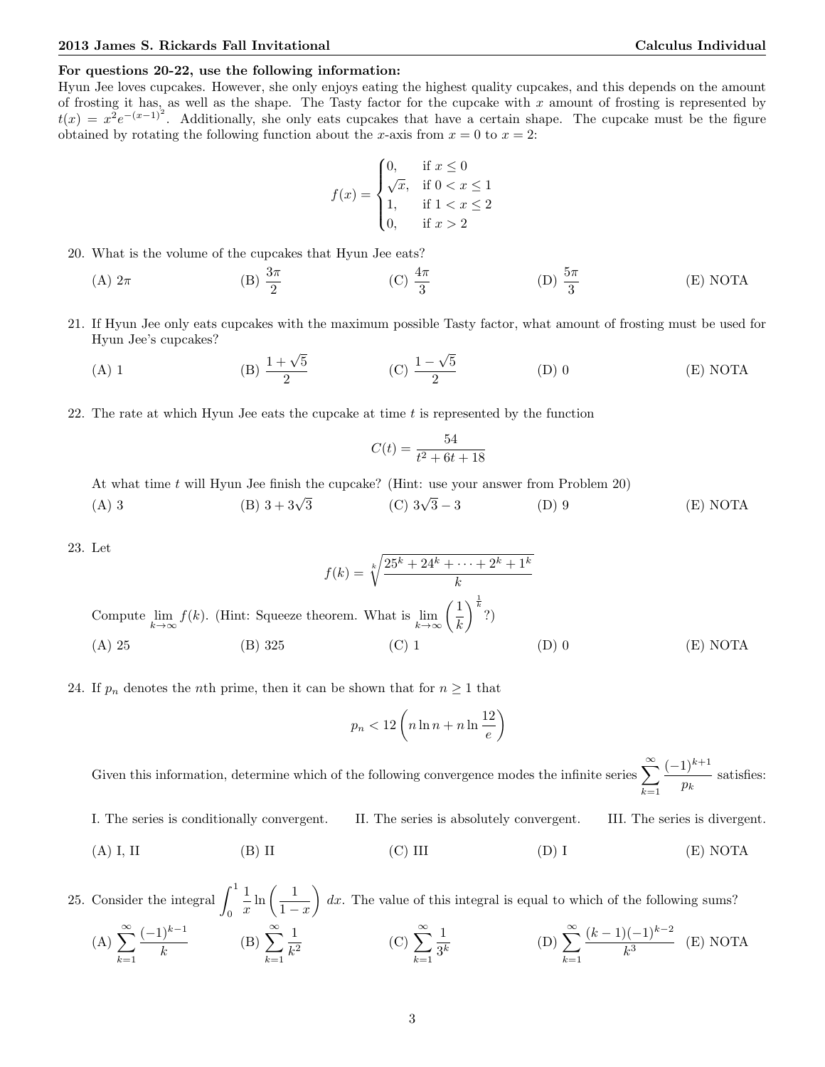**For questions 20-22, use the following information:**
Hyun Jee loves cupcakes. However, she only enjoys eating the highest quality cupcakes, and this depends on the amount of frosting it has, as well as the shape. The Tasty factor for the cupcake with $x$ amount of frosting is represented by $t(x) = x^2 e^{-(x-1)^2}$. Additionally, she only eats cupcakes that have a certain shape. The cupcake must be the figure obtained by rotating the following function about the $x$-axis from $x = 0$ to $x = 2$:

$$f(x) = \begin{cases} 0, & \text{if } x \leq 0 \\ \sqrt{x}, & \text{if } 0 < x \leq 1 \\ 1, & \text{if } 1 < x \leq 2 \\ 0, & \text{if } x > 2 \end{cases}$$

20. What is the volume of the cupcakes that Hyun Jee eats?

 (A) $2\pi$ (B) $\dfrac{3\pi}{2}$ (C) $\dfrac{4\pi}{3}$ (D) $\dfrac{5\pi}{3}$ (E) NOTA

21. If Hyun Jee only eats cupcakes with the maximum possible Tasty factor, what amount of frosting must be used for Hyun Jee's cupcakes?

 (A) 1 (B) $\dfrac{1+\sqrt{5}}{2}$ (C) $\dfrac{1-\sqrt{5}}{2}$ (D) 0 (E) NOTA

22. The rate at which Hyun Jee eats the cupcake at time $t$ is represented by the function

$$C(t) = \frac{54}{t^2 + 6t + 18}$$

 At what time $t$ will Hyun Jee finish the cupcake? (Hint: use your answer from Problem 20)

 (A) 3 (B) $3 + 3\sqrt{3}$ (C) $3\sqrt{3} - 3$ (D) 9 (E) NOTA

23. Let

$$f(k) = \sqrt[k]{\frac{25^k + 24^k + \cdots + 2^k + 1^k}{k}}$$

 Compute $\lim_{k\to\infty} f(k)$. (Hint: Squeeze theorem. What is $\lim_{k\to\infty} \left(\frac{1}{k}\right)^{\frac{1}{k}}$?)

 (A) 25 (B) 325 (C) 1 (D) 0 (E) NOTA

24. If $p_n$ denotes the $n$th prime, then it can be shown that for $n \geq 1$ that

$$p_n < 12\left(n \ln n + n \ln \frac{12}{e}\right)$$

 Given this information, determine which of the following convergence modes the infinite series $\sum_{k=1}^{\infty} \frac{(-1)^{k+1}}{p_k}$ satisfies:

 I. The series is conditionally convergent. II. The series is absolutely convergent. III. The series is divergent.

 (A) I, II (B) II (C) III (D) I (E) NOTA

25. Consider the integral $\int_0^1 \frac{1}{x} \ln\left(\frac{1}{1-x}\right) dx$. The value of this integral is equal to which of the following sums?

 (A) $\sum_{k=1}^{\infty} \frac{(-1)^{k-1}}{k}$ (B) $\sum_{k=1}^{\infty} \frac{1}{k^2}$ (C) $\sum_{k=1}^{\infty} \frac{1}{3^k}$ (D) $\sum_{k=1}^{\infty} \frac{(k-1)(-1)^{k-2}}{k^3}$ (E) NOTA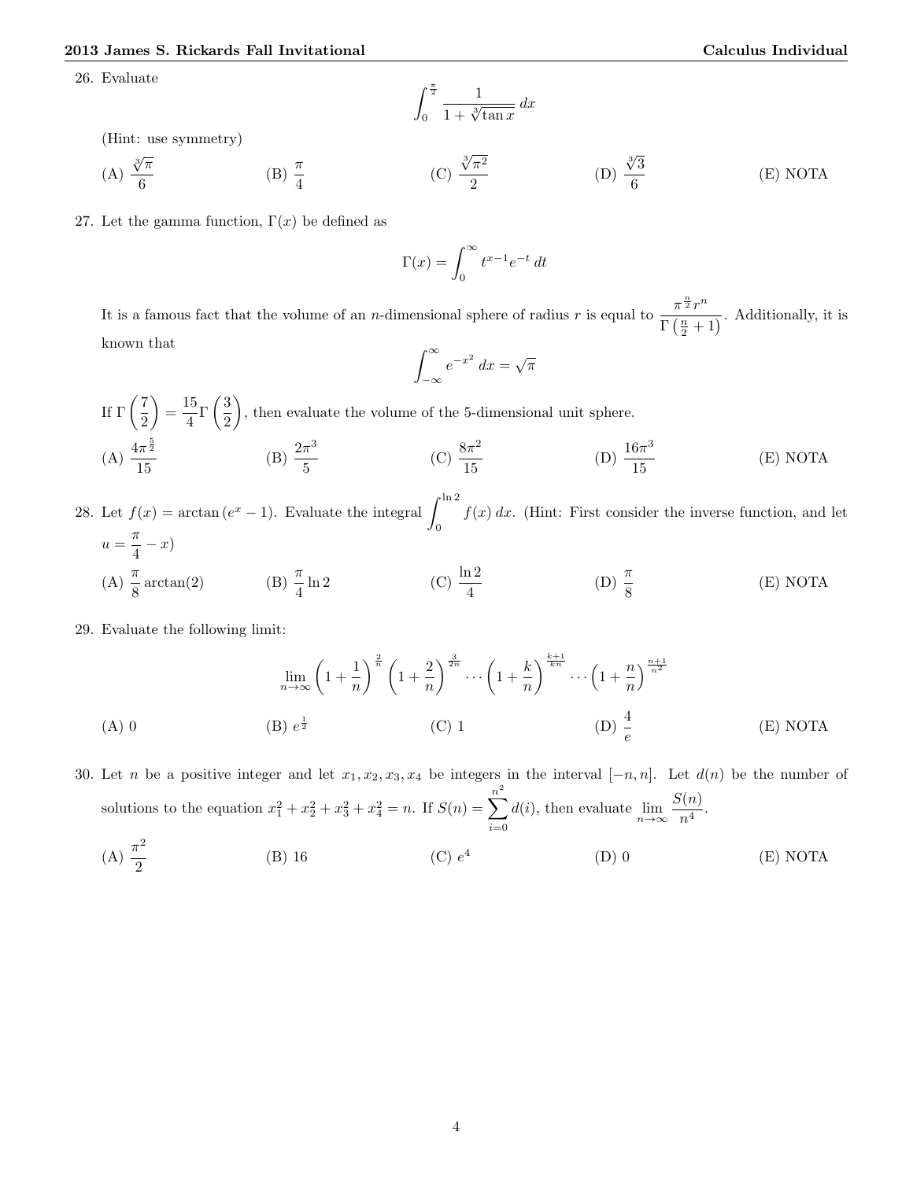26. Evaluate

$$\int_0^{\frac{\pi}{2}} \frac{1}{1+\sqrt[3]{\tan x}}\,dx$$

(Hint: use symmetry)

(A) $\frac{\sqrt[3]{\pi}}{6}$ (B) $\frac{\pi}{4}$ (C) $\frac{\sqrt[3]{\pi^2}}{2}$ (D) $\frac{\sqrt[3]{3}}{6}$ (E) NOTA

27. Let the gamma function, $\Gamma(x)$ be defined as

$$\Gamma(x) = \int_0^{\infty} t^{x-1}e^{-t}\,dt$$

It is a famous fact that the volume of an $n$-dimensional sphere of radius $r$ is equal to $\frac{\pi^{\frac{n}{2}}r^n}{\Gamma\left(\frac{n}{2}+1\right)}$. Additionally, it is known that

$$\int_{-\infty}^{\infty} e^{-x^2}\,dx = \sqrt{\pi}$$

If $\Gamma\left(\frac{7}{2}\right) = \frac{15}{4}\Gamma\left(\frac{3}{2}\right)$, then evaluate the volume of the 5-dimensional unit sphere.

(A) $\frac{4\pi^{\frac{5}{2}}}{15}$ (B) $\frac{2\pi^3}{5}$ (C) $\frac{8\pi^2}{15}$ (D) $\frac{16\pi^3}{15}$ (E) NOTA

28. Let $f(x) = \arctan(e^x - 1)$. Evaluate the integral $\int_0^{\ln 2} f(x)\,dx$. (Hint: First consider the inverse function, and let $u = \frac{\pi}{4} - x$)

(A) $\frac{\pi}{8}\arctan(2)$ (B) $\frac{\pi}{4}\ln 2$ (C) $\frac{\ln 2}{4}$ (D) $\frac{\pi}{8}$ (E) NOTA

29. Evaluate the following limit:

$$\lim_{n\to\infty}\left(1+\frac{1}{n}\right)^{\frac{2}{n}}\left(1+\frac{2}{n}\right)^{\frac{3}{2n}}\cdots\left(1+\frac{k}{n}\right)^{\frac{k+1}{kn}}\cdots\left(1+\frac{n}{n}\right)^{\frac{n+1}{n^2}}$$

(A) 0 (B) $e^{\frac{1}{2}}$ (C) 1 (D) $\frac{4}{e}$ (E) NOTA

30. Let $n$ be a positive integer and let $x_1, x_2, x_3, x_4$ be integers in the interval $[-n, n]$. Let $d(n)$ be the number of solutions to the equation $x_1^2 + x_2^2 + x_3^2 + x_4^2 = n$. If $S(n) = \sum_{i=0}^{n^2} d(i)$, then evaluate $\lim_{n\to\infty}\frac{S(n)}{n^4}$.

(A) $\frac{\pi^2}{2}$ (B) 16 (C) $e^4$ (D) 0 (E) NOTA